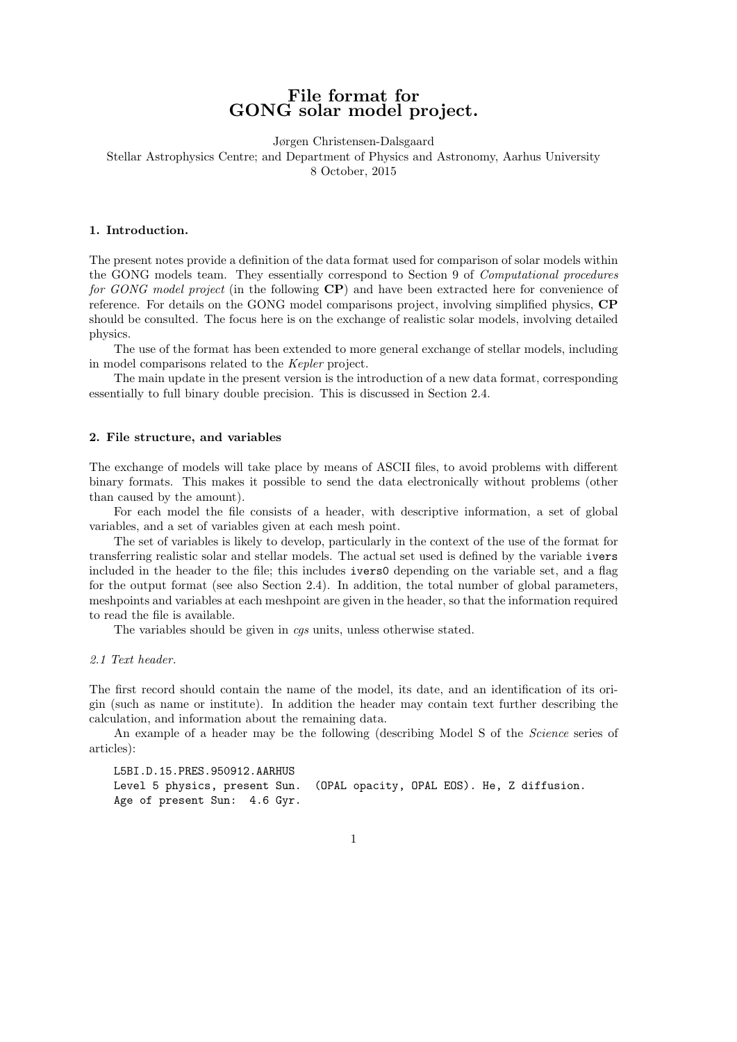# File format for GONG solar model project.

Jørgen Christensen-Dalsgaard

Stellar Astrophysics Centre; and Department of Physics and Astronomy, Aarhus University

8 October, 2015

### 1. Introduction.

The present notes provide a definition of the data format used for comparison of solar models within the GONG models team. They essentially correspond to Section 9 of *Computational procedures for GONG model project* (in the following **CP**) and have been extracted here for convenience of reference. For details on the GONG model comparisons project, involving simplified physics, **CP** should be consulted. The focus here is on the exchange of realistic solar models, involving detailed physics.

The use of the format has been extended to more general exchange of stellar models, including in model comparisons related to the *Kepler* project.

The main update in the present version is the introduction of a new data format, corresponding essentially to full binary double precision. This is discussed in Section 2.4.

### 2. File structure, and variables

The exchange of models will take place by means of ASCII files, to avoid problems with different binary formats. This makes it possible to send the data electronically without problems (other than caused by the amount).

For each model the file consists of a header, with descriptive information, a set of global variables, and a set of variables given at each mesh point.

The set of variables is likely to develop, particularly in the context of the use of the format for transferring realistic solar and stellar models. The actual set used is defined by the variable `ivers` included in the header to the file; this includes `ivers0` depending on the variable set, and a flag for the output format (see also Section 2.4). In addition, the total number of global parameters, meshpoints and variables at each meshpoint are given in the header, so that the information required to read the file is available.

The variables should be given in *cgs* units, unless otherwise stated.

*2.1 Text header.*

The first record should contain the name of the model, its date, and an identification of its origin (such as name or institute). In addition the header may contain text further describing the calculation, and information about the remaining data.

An example of a header may be the following (describing Model S of the *Science* series of articles):

```
L5BI.D.15.PRES.950912.AARHUS
Level 5 physics, present Sun.  (OPAL opacity, OPAL EOS). He, Z diffusion.
Age of present Sun:  4.6 Gyr.
```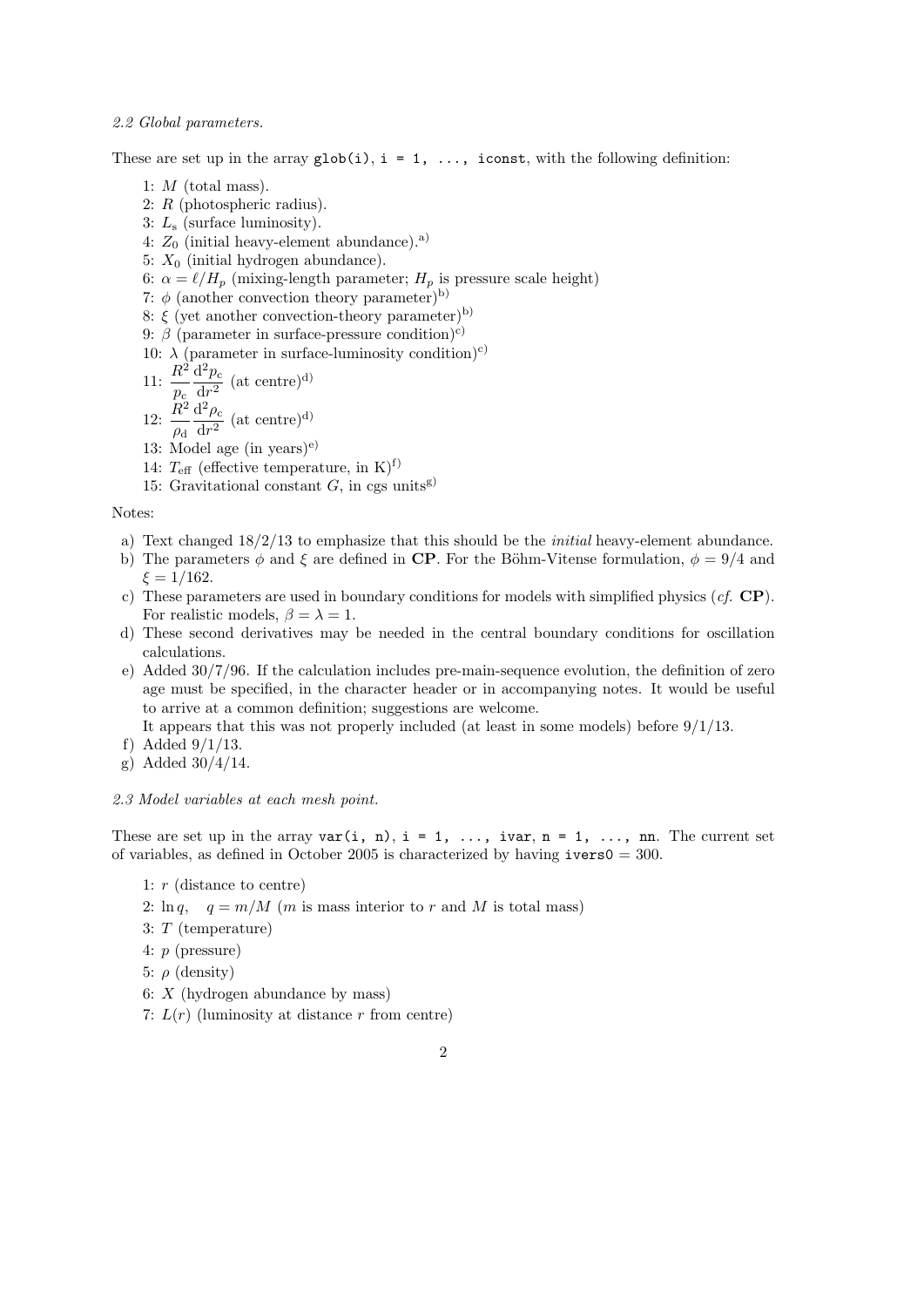*2.2 Global parameters.*

These are set up in the array `glob(i)`, `i = 1, ..., iconst`, with the following definition:

1: $M$ (total mass).
2: $R$ (photospheric radius).
3: $L_s$ (surface luminosity).
4: $Z_0$ (initial heavy-element abundance).[a)]
5: $X_0$ (initial hydrogen abundance).
6: $\alpha = \ell/H_p$ (mixing-length parameter; $H_p$ is pressure scale height)
7: $\phi$ (another convection theory parameter)[b)]
8: $\xi$ (yet another convection-theory parameter)[b)]
9: $\beta$ (parameter in surface-pressure condition)[c)]
10: $\lambda$ (parameter in surface-luminosity condition)[c)]
11: $\frac{R^2}{p_c}\frac{\mathrm{d}^2 p_c}{\mathrm{d}r^2}$ (at centre)[d)]
12: $\frac{R^2}{\rho_d}\frac{\mathrm{d}^2 \rho_c}{\mathrm{d}r^2}$ (at centre)[d)]
13: Model age (in years)[e)]
14: $T_{\rm eff}$ (effective temperature, in K)[f)]
15: Gravitational constant $G$, in cgs units[g)]

Notes:

a) Text changed 18/2/13 to emphasize that this should be the *initial* heavy-element abundance.
b) The parameters $\phi$ and $\xi$ are defined in **CP**. For the Böhm-Vitense formulation, $\phi = 9/4$ and $\xi = 1/162$.
c) These parameters are used in boundary conditions for models with simplified physics (*cf.* **CP**). For realistic models, $\beta = \lambda = 1$.
d) These second derivatives may be needed in the central boundary conditions for oscillation calculations.
e) Added 30/7/96. If the calculation includes pre-main-sequence evolution, the definition of zero age must be specified, in the character header or in accompanying notes. It would be useful to arrive at a common definition; suggestions are welcome.
   It appears that this was not properly included (at least in some models) before 9/1/13.
f) Added 9/1/13.
g) Added 30/4/14.

*2.3 Model variables at each mesh point.*

These are set up in the array `var(i, n)`, `i = 1, ..., ivar`, `n = 1, ..., nn`. The current set of variables, as defined in October 2005 is characterized by having `ivers0` = 300.

1: $r$ (distance to centre)
2: $\ln q$, $\quad q = m/M$ ($m$ is mass interior to $r$ and $M$ is total mass)
3: $T$ (temperature)
4: $p$ (pressure)
5: $\rho$ (density)
6: $X$ (hydrogen abundance by mass)
7: $L(r)$ (luminosity at distance $r$ from centre)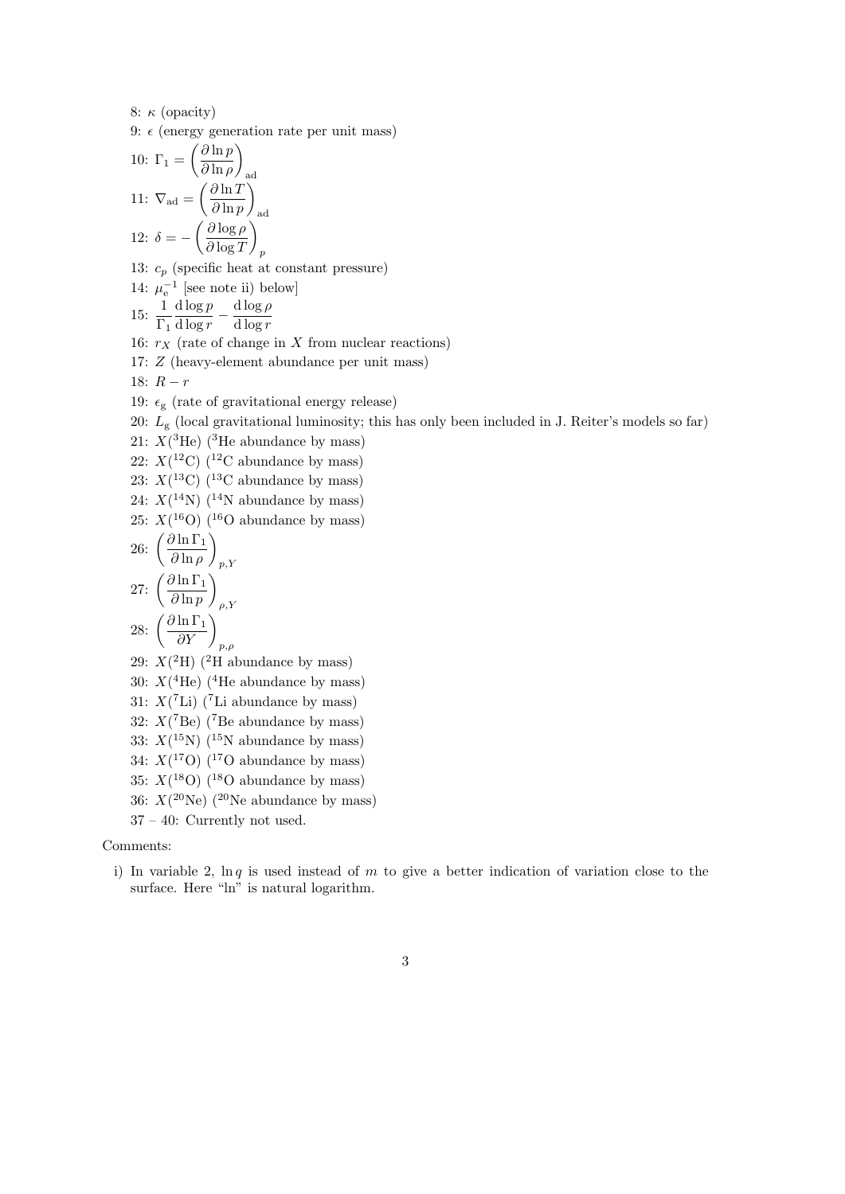8: $\kappa$ (opacity)

9: $\epsilon$ (energy generation rate per unit mass)

10: $\Gamma_1 = \left(\dfrac{\partial \ln p}{\partial \ln \rho}\right)_{\rm ad}$

11: $\nabla_{\rm ad} = \left(\dfrac{\partial \ln T}{\partial \ln p}\right)_{\rm ad}$

12: $\delta = -\left(\dfrac{\partial \log \rho}{\partial \log T}\right)_p$

13: $c_p$ (specific heat at constant pressure)

14: $\mu_{\rm e}^{-1}$ [see note ii) below]

15: $\dfrac{1}{\Gamma_1}\dfrac{{\rm d}\log p}{{\rm d}\log r} - \dfrac{{\rm d}\log \rho}{{\rm d}\log r}$

16: $r_X$ (rate of change in $X$ from nuclear reactions)

17: $Z$ (heavy-element abundance per unit mass)

18: $R - r$

19: $\epsilon_{\rm g}$ (rate of gravitational energy release)

20: $L_{\rm g}$ (local gravitational luminosity; this has only been included in J. Reiter's models so far)

21: $X(^3{\rm He})$ ($^3$He abundance by mass)

22: $X(^{12}{\rm C})$ ($^{12}$C abundance by mass)

23: $X(^{13}{\rm C})$ ($^{13}$C abundance by mass)

24: $X(^{14}{\rm N})$ ($^{14}$N abundance by mass)

25: $X(^{16}{\rm O})$ ($^{16}$O abundance by mass)

26: $\left(\dfrac{\partial \ln \Gamma_1}{\partial \ln \rho}\right)_{p,Y}$

27: $\left(\dfrac{\partial \ln \Gamma_1}{\partial \ln p}\right)_{\rho,Y}$

28: $\left(\dfrac{\partial \ln \Gamma_1}{\partial Y}\right)_{p,\rho}$

29: $X(^2{\rm H})$ ($^2$H abundance by mass)

30: $X(^4{\rm He})$ ($^4$He abundance by mass)

31: $X(^7{\rm Li})$ ($^7$Li abundance by mass)

32: $X(^7{\rm Be})$ ($^7$Be abundance by mass)

33: $X(^{15}{\rm N})$ ($^{15}$N abundance by mass)

34: $X(^{17}{\rm O})$ ($^{17}$O abundance by mass)

35: $X(^{18}{\rm O})$ ($^{18}$O abundance by mass)

36: $X(^{20}{\rm Ne})$ ($^{20}$Ne abundance by mass)

37 – 40: Currently not used.

Comments:

i) In variable 2, $\ln q$ is used instead of $m$ to give a better indication of variation close to the surface. Here "ln" is natural logarithm.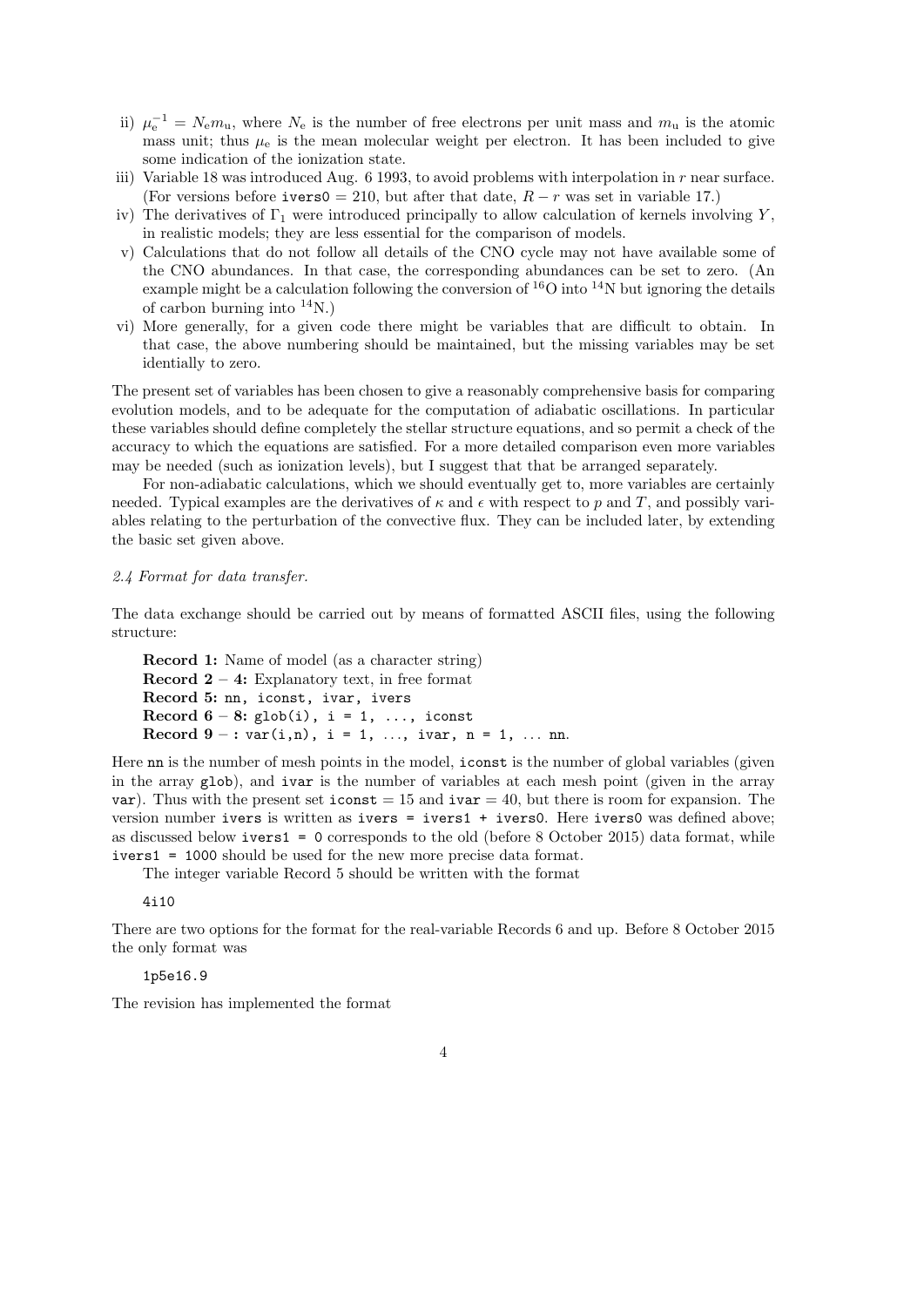ii) $\mu_e^{-1} = N_e m_u$, where $N_e$ is the number of free electrons per unit mass and $m_u$ is the atomic mass unit; thus $\mu_e$ is the mean molecular weight per electron. It has been included to give some indication of the ionization state.

iii) Variable 18 was introduced Aug. 6 1993, to avoid problems with interpolation in $r$ near surface. (For versions before `ivers0` = 210, but after that date, $R - r$ was set in variable 17.)

iv) The derivatives of $\Gamma_1$ were introduced principally to allow calculation of kernels involving $Y$, in realistic models; they are less essential for the comparison of models.

v) Calculations that do not follow all details of the CNO cycle may not have available some of the CNO abundances. In that case, the corresponding abundances can be set to zero. (An example might be a calculation following the conversion of $^{16}O$ into $^{14}N$ but ignoring the details of carbon burning into $^{14}N$.)

vi) More generally, for a given code there might be variables that are difficult to obtain. In that case, the above numbering should be maintained, but the missing variables may be set identially to zero.

The present set of variables has been chosen to give a reasonably comprehensive basis for comparing evolution models, and to be adequate for the computation of adiabatic oscillations. In particular these variables should define completely the stellar structure equations, and so permit a check of the accuracy to which the equations are satisfied. For a more detailed comparison even more variables may be needed (such as ionization levels), but I suggest that that be arranged separately.

For non-adiabatic calculations, which we should eventually get to, more variables are certainly needed. Typical examples are the derivatives of $\kappa$ and $\epsilon$ with respect to $p$ and $T$, and possibly variables relating to the perturbation of the convective flux. They can be included later, by extending the basic set given above.

*2.4 Format for data transfer.*

The data exchange should be carried out by means of formatted ASCII files, using the following structure:

**Record 1:** Name of model (as a character string)
**Record 2 – 4:** Explanatory text, in free format
**Record 5:** `nn, iconst, ivar, ivers`
**Record 6 – 8:** `glob(i), i = 1, ..., iconst`
**Record 9 – :** `var(i,n), i = 1, ..., ivar, n = 1, ... nn`.

Here `nn` is the number of mesh points in the model, `iconst` is the number of global variables (given in the array `glob`), and `ivar` is the number of variables at each mesh point (given in the array `var`). Thus with the present set `iconst` = 15 and `ivar` = 40, but there is room for expansion. The version number `ivers` is written as `ivers = ivers1 + ivers0`. Here `ivers0` was defined above; as discussed below `ivers1 = 0` corresponds to the old (before 8 October 2015) data format, while `ivers1 = 1000` should be used for the new more precise data format.

The integer variable Record 5 should be written with the format

```
4i10
```

There are two options for the format for the real-variable Records 6 and up. Before 8 October 2015 the only format was

```
1p5e16.9
```

The revision has implemented the format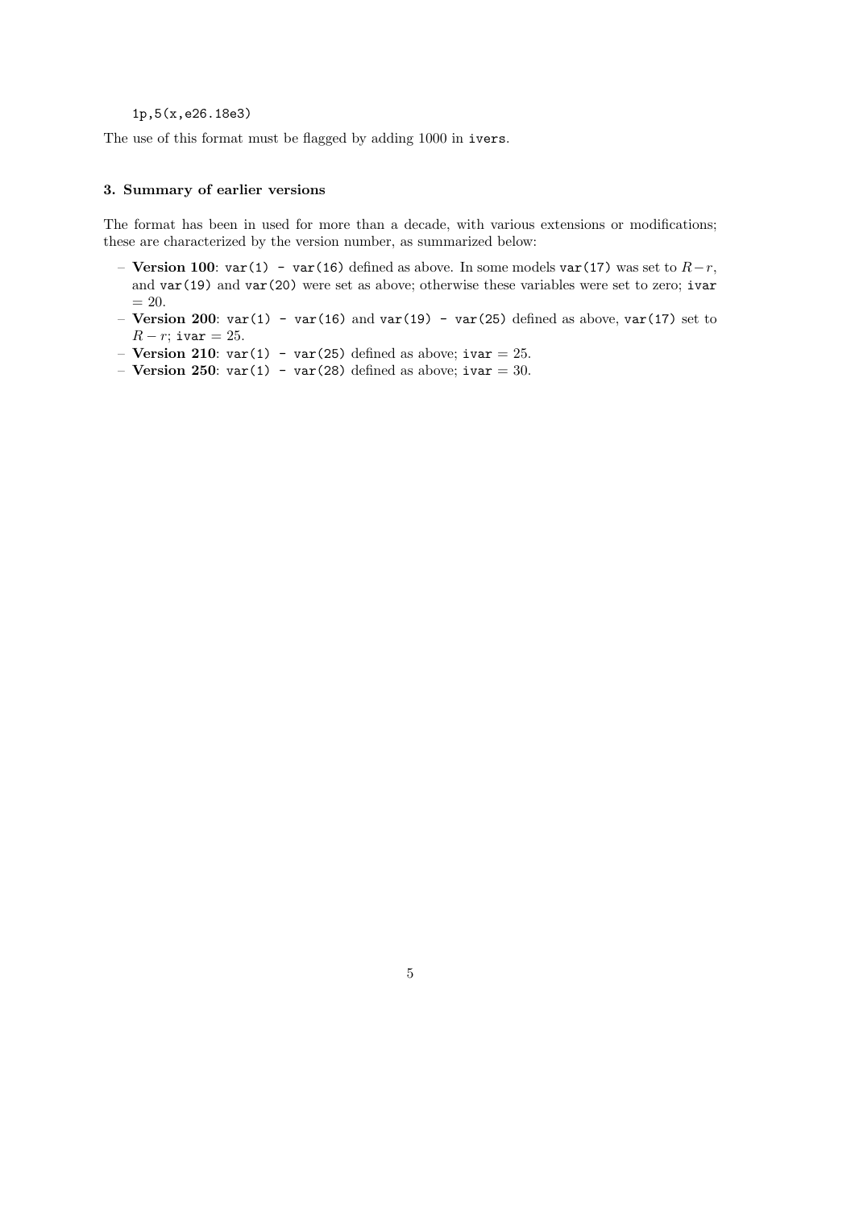```
1p,5(x,e26.18e3)
```

The use of this format must be flagged by adding 1000 in `ivers`.

### 3. Summary of earlier versions

The format has been in used for more than a decade, with various extensions or modifications; these are characterized by the version number, as summarized below:

- **Version 100**: `var(1) - var(16)` defined as above. In some models `var(17)` was set to $R-r$, and `var(19)` and `var(20)` were set as above; otherwise these variables were set to zero; `ivar` $= 20$.
- **Version 200**: `var(1) - var(16)` and `var(19) - var(25)` defined as above, `var(17)` set to $R-r$; `ivar` $= 25$.
- **Version 210**: `var(1) - var(25)` defined as above; `ivar` $= 25$.
- **Version 250**: `var(1) - var(28)` defined as above; `ivar` $= 30$.